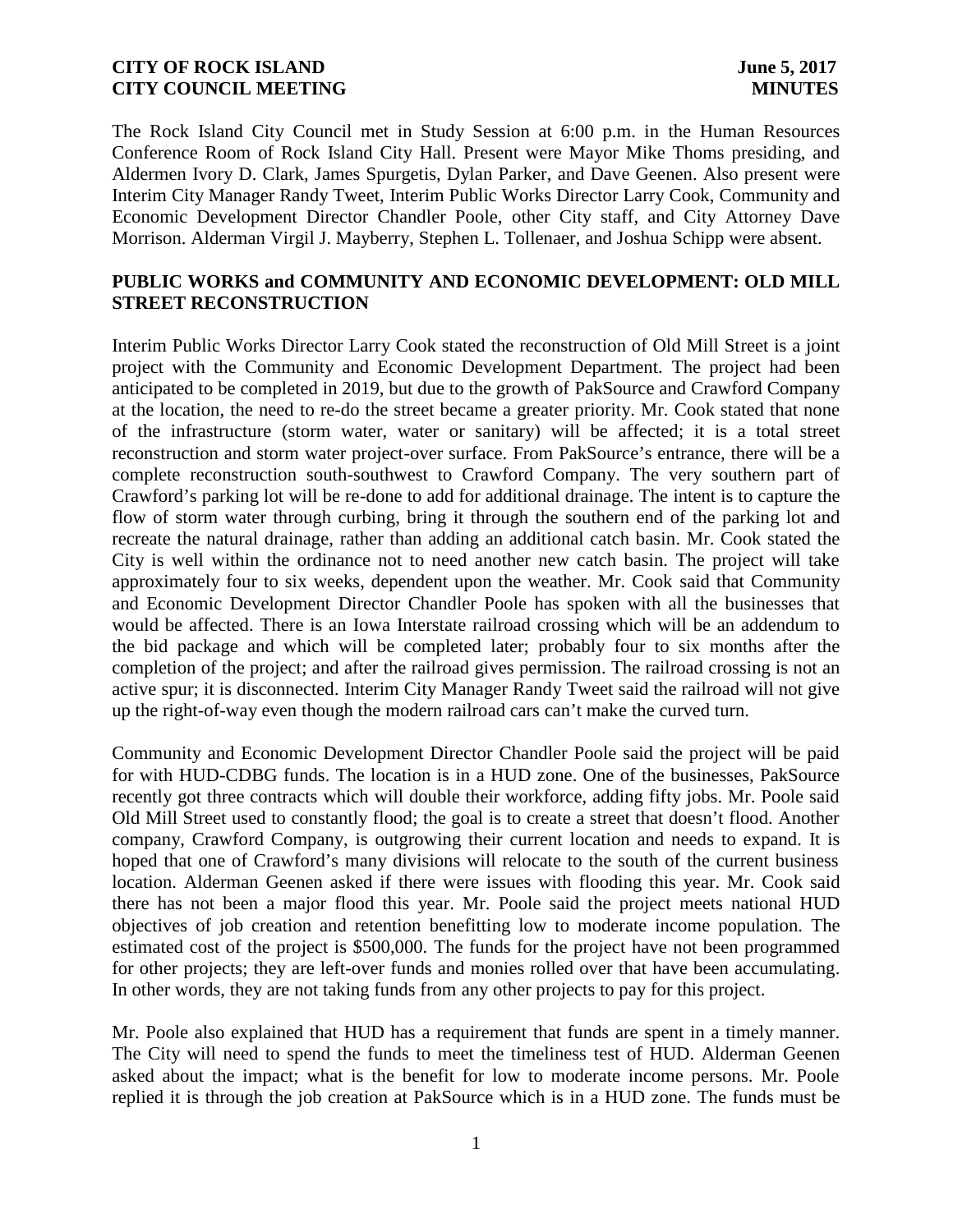**CITY OF ROCK ISLAND** **June 5, 2017**
**CITY COUNCIL MEETING** **MINUTES**

The Rock Island City Council met in Study Session at 6:00 p.m. in the Human Resources Conference Room of Rock Island City Hall. Present were Mayor Mike Thoms presiding, and Aldermen Ivory D. Clark, James Spurgetis, Dylan Parker, and Dave Geenen. Also present were Interim City Manager Randy Tweet, Interim Public Works Director Larry Cook, Community and Economic Development Director Chandler Poole, other City staff, and City Attorney Dave Morrison. Alderman Virgil J. Mayberry, Stephen L. Tollenaer, and Joshua Schipp were absent.

## PUBLIC WORKS and COMMUNITY AND ECONOMIC DEVELOPMENT: OLD MILL STREET RECONSTRUCTION

Interim Public Works Director Larry Cook stated the reconstruction of Old Mill Street is a joint project with the Community and Economic Development Department. The project had been anticipated to be completed in 2019, but due to the growth of PakSource and Crawford Company at the location, the need to re-do the street became a greater priority. Mr. Cook stated that none of the infrastructure (storm water, water or sanitary) will be affected; it is a total street reconstruction and storm water project-over surface. From PakSource's entrance, there will be a complete reconstruction south-southwest to Crawford Company. The very southern part of Crawford's parking lot will be re-done to add for additional drainage. The intent is to capture the flow of storm water through curbing, bring it through the southern end of the parking lot and recreate the natural drainage, rather than adding an additional catch basin. Mr. Cook stated the City is well within the ordinance not to need another new catch basin. The project will take approximately four to six weeks, dependent upon the weather. Mr. Cook said that Community and Economic Development Director Chandler Poole has spoken with all the businesses that would be affected. There is an Iowa Interstate railroad crossing which will be an addendum to the bid package and which will be completed later; probably four to six months after the completion of the project; and after the railroad gives permission. The railroad crossing is not an active spur; it is disconnected. Interim City Manager Randy Tweet said the railroad will not give up the right-of-way even though the modern railroad cars can't make the curved turn.

Community and Economic Development Director Chandler Poole said the project will be paid for with HUD-CDBG funds. The location is in a HUD zone. One of the businesses, PakSource recently got three contracts which will double their workforce, adding fifty jobs. Mr. Poole said Old Mill Street used to constantly flood; the goal is to create a street that doesn't flood. Another company, Crawford Company, is outgrowing their current location and needs to expand. It is hoped that one of Crawford's many divisions will relocate to the south of the current business location. Alderman Geenen asked if there were issues with flooding this year. Mr. Cook said there has not been a major flood this year. Mr. Poole said the project meets national HUD objectives of job creation and retention benefitting low to moderate income population. The estimated cost of the project is $500,000. The funds for the project have not been programmed for other projects; they are left-over funds and monies rolled over that have been accumulating. In other words, they are not taking funds from any other projects to pay for this project.

Mr. Poole also explained that HUD has a requirement that funds are spent in a timely manner. The City will need to spend the funds to meet the timeliness test of HUD. Alderman Geenen asked about the impact; what is the benefit for low to moderate income persons. Mr. Poole replied it is through the job creation at PakSource which is in a HUD zone. The funds must be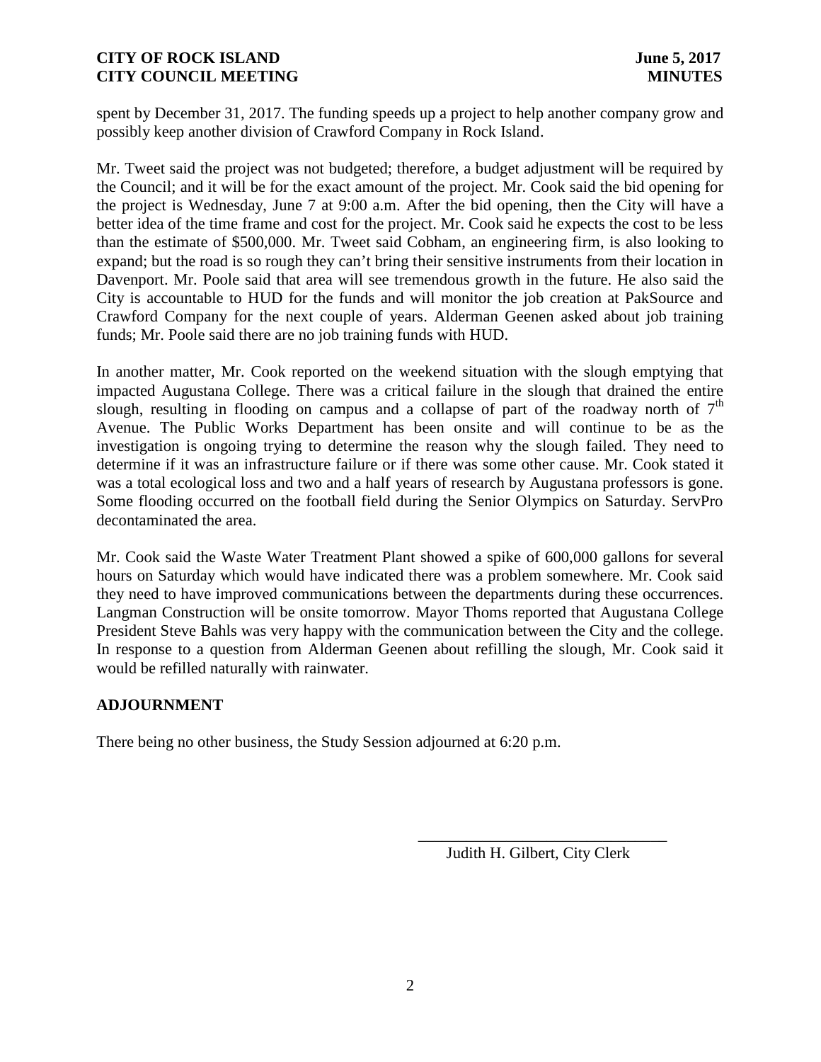spent by December 31, 2017. The funding speeds up a project to help another company grow and possibly keep another division of Crawford Company in Rock Island.

Mr. Tweet said the project was not budgeted; therefore, a budget adjustment will be required by the Council; and it will be for the exact amount of the project. Mr. Cook said the bid opening for the project is Wednesday, June 7 at 9:00 a.m. After the bid opening, then the City will have a better idea of the time frame and cost for the project. Mr. Cook said he expects the cost to be less than the estimate of $500,000. Mr. Tweet said Cobham, an engineering firm, is also looking to expand; but the road is so rough they can't bring their sensitive instruments from their location in Davenport. Mr. Poole said that area will see tremendous growth in the future. He also said the City is accountable to HUD for the funds and will monitor the job creation at PakSource and Crawford Company for the next couple of years. Alderman Geenen asked about job training funds; Mr. Poole said there are no job training funds with HUD.

In another matter, Mr. Cook reported on the weekend situation with the slough emptying that impacted Augustana College. There was a critical failure in the slough that drained the entire slough, resulting in flooding on campus and a collapse of part of the roadway north of 7th Avenue. The Public Works Department has been onsite and will continue to be as the investigation is ongoing trying to determine the reason why the slough failed. They need to determine if it was an infrastructure failure or if there was some other cause. Mr. Cook stated it was a total ecological loss and two and a half years of research by Augustana professors is gone. Some flooding occurred on the football field during the Senior Olympics on Saturday. ServPro decontaminated the area.

Mr. Cook said the Waste Water Treatment Plant showed a spike of 600,000 gallons for several hours on Saturday which would have indicated there was a problem somewhere. Mr. Cook said they need to have improved communications between the departments during these occurrences. Langman Construction will be onsite tomorrow. Mayor Thoms reported that Augustana College President Steve Bahls was very happy with the communication between the City and the college. In response to a question from Alderman Geenen about refilling the slough, Mr. Cook said it would be refilled naturally with rainwater.

## ADJOURNMENT

There being no other business, the Study Session adjourned at 6:20 p.m.

\_\_\_\_\_\_\_\_\_\_\_\_\_\_\_\_\_\_\_\_\_\_\_\_\_\_\_\_\_\_\_\_

Judith H. Gilbert, City Clerk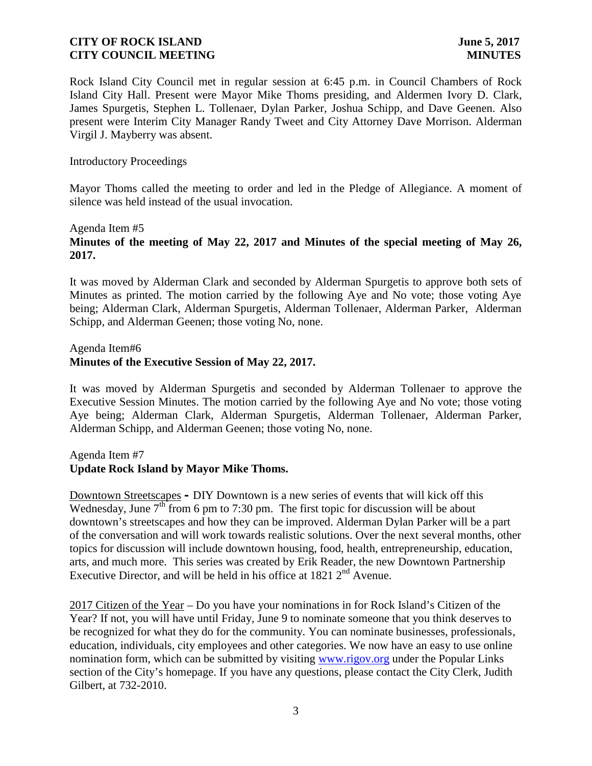Rock Island City Council met in regular session at 6:45 p.m. in Council Chambers of Rock Island City Hall. Present were Mayor Mike Thoms presiding, and Aldermen Ivory D. Clark, James Spurgetis, Stephen L. Tollenaer, Dylan Parker, Joshua Schipp, and Dave Geenen. Also present were Interim City Manager Randy Tweet and City Attorney Dave Morrison. Alderman Virgil J. Mayberry was absent.

Introductory Proceedings

Mayor Thoms called the meeting to order and led in the Pledge of Allegiance. A moment of silence was held instead of the usual invocation.

Agenda Item #5
**Minutes of the meeting of May 22, 2017 and Minutes of the special meeting of May 26, 2017.**

It was moved by Alderman Clark and seconded by Alderman Spurgetis to approve both sets of Minutes as printed. The motion carried by the following Aye and No vote; those voting Aye being; Alderman Clark, Alderman Spurgetis, Alderman Tollenaer, Alderman Parker, Alderman Schipp, and Alderman Geenen; those voting No, none.

Agenda Item#6
**Minutes of the Executive Session of May 22, 2017.**

It was moved by Alderman Spurgetis and seconded by Alderman Tollenaer to approve the Executive Session Minutes. The motion carried by the following Aye and No vote; those voting Aye being; Alderman Clark, Alderman Spurgetis, Alderman Tollenaer, Alderman Parker, Alderman Schipp, and Alderman Geenen; those voting No, none.

Agenda Item #7
**Update Rock Island by Mayor Mike Thoms.**

Downtown Streetscapes **-** DIY Downtown is a new series of events that will kick off this Wednesday, June 7th from 6 pm to 7:30 pm. The first topic for discussion will be about downtown's streetscapes and how they can be improved. Alderman Dylan Parker will be a part of the conversation and will work towards realistic solutions. Over the next several months, other topics for discussion will include downtown housing, food, health, entrepreneurship, education, arts, and much more. This series was created by Erik Reader, the new Downtown Partnership Executive Director, and will be held in his office at 1821 2nd Avenue.

2017 Citizen of the Year – Do you have your nominations in for Rock Island's Citizen of the Year? If not, you will have until Friday, June 9 to nominate someone that you think deserves to be recognized for what they do for the community. You can nominate businesses, professionals, education, individuals, city employees and other categories. We now have an easy to use online nomination form, which can be submitted by visiting www.rigov.org under the Popular Links section of the City's homepage. If you have any questions, please contact the City Clerk, Judith Gilbert, at 732-2010.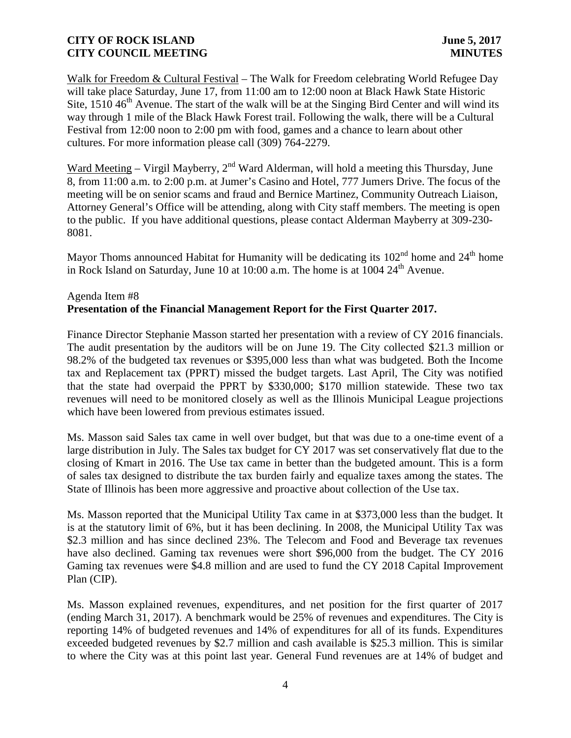Walk for Freedom & Cultural Festival – The Walk for Freedom celebrating World Refugee Day will take place Saturday, June 17, from 11:00 am to 12:00 noon at Black Hawk State Historic Site, 1510 46th Avenue. The start of the walk will be at the Singing Bird Center and will wind its way through 1 mile of the Black Hawk Forest trail. Following the walk, there will be a Cultural Festival from 12:00 noon to 2:00 pm with food, games and a chance to learn about other cultures. For more information please call (309) 764-2279.

Ward Meeting – Virgil Mayberry, 2nd Ward Alderman, will hold a meeting this Thursday, June 8, from 11:00 a.m. to 2:00 p.m. at Jumer's Casino and Hotel, 777 Jumers Drive. The focus of the meeting will be on senior scams and fraud and Bernice Martinez, Community Outreach Liaison, Attorney General's Office will be attending, along with City staff members. The meeting is open to the public. If you have additional questions, please contact Alderman Mayberry at 309-230-8081.

Mayor Thoms announced Habitat for Humanity will be dedicating its 102nd home and 24th home in Rock Island on Saturday, June 10 at 10:00 a.m. The home is at 1004 24th Avenue.

Agenda Item #8
**Presentation of the Financial Management Report for the First Quarter 2017.**

Finance Director Stephanie Masson started her presentation with a review of CY 2016 financials. The audit presentation by the auditors will be on June 19. The City collected $21.3 million or 98.2% of the budgeted tax revenues or $395,000 less than what was budgeted. Both the Income tax and Replacement tax (PPRT) missed the budget targets. Last April, The City was notified that the state had overpaid the PPRT by $330,000; $170 million statewide. These two tax revenues will need to be monitored closely as well as the Illinois Municipal League projections which have been lowered from previous estimates issued.

Ms. Masson said Sales tax came in well over budget, but that was due to a one-time event of a large distribution in July. The Sales tax budget for CY 2017 was set conservatively flat due to the closing of Kmart in 2016. The Use tax came in better than the budgeted amount. This is a form of sales tax designed to distribute the tax burden fairly and equalize taxes among the states. The State of Illinois has been more aggressive and proactive about collection of the Use tax.

Ms. Masson reported that the Municipal Utility Tax came in at $373,000 less than the budget. It is at the statutory limit of 6%, but it has been declining. In 2008, the Municipal Utility Tax was $2.3 million and has since declined 23%. The Telecom and Food and Beverage tax revenues have also declined. Gaming tax revenues were short $96,000 from the budget. The CY 2016 Gaming tax revenues were $4.8 million and are used to fund the CY 2018 Capital Improvement Plan (CIP).

Ms. Masson explained revenues, expenditures, and net position for the first quarter of 2017 (ending March 31, 2017). A benchmark would be 25% of revenues and expenditures. The City is reporting 14% of budgeted revenues and 14% of expenditures for all of its funds. Expenditures exceeded budgeted revenues by $2.7 million and cash available is $25.3 million. This is similar to where the City was at this point last year. General Fund revenues are at 14% of budget and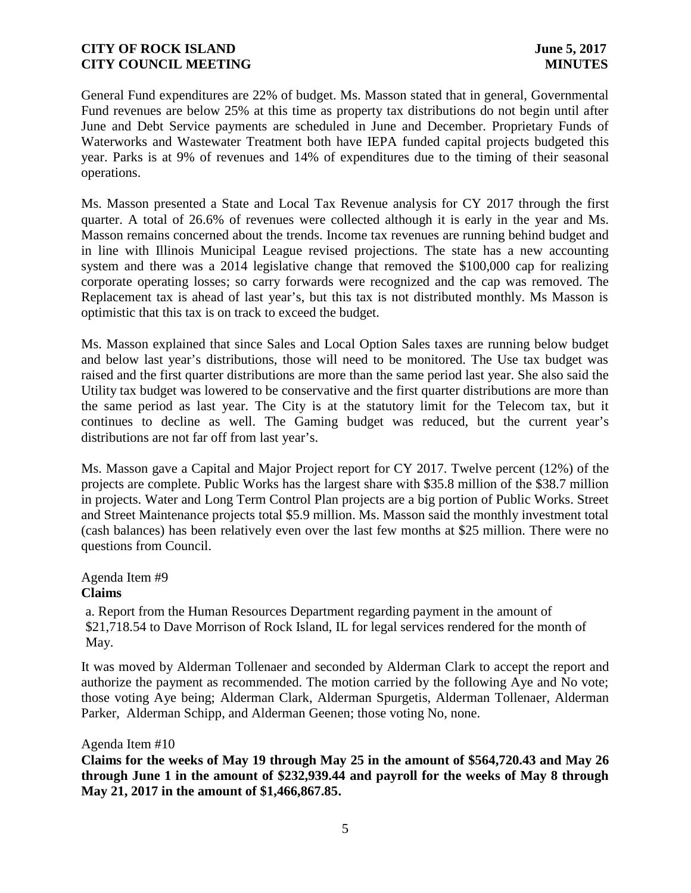General Fund expenditures are 22% of budget. Ms. Masson stated that in general, Governmental Fund revenues are below 25% at this time as property tax distributions do not begin until after June and Debt Service payments are scheduled in June and December. Proprietary Funds of Waterworks and Wastewater Treatment both have IEPA funded capital projects budgeted this year. Parks is at 9% of revenues and 14% of expenditures due to the timing of their seasonal operations.

Ms. Masson presented a State and Local Tax Revenue analysis for CY 2017 through the first quarter. A total of 26.6% of revenues were collected although it is early in the year and Ms. Masson remains concerned about the trends. Income tax revenues are running behind budget and in line with Illinois Municipal League revised projections. The state has a new accounting system and there was a 2014 legislative change that removed the $100,000 cap for realizing corporate operating losses; so carry forwards were recognized and the cap was removed. The Replacement tax is ahead of last year's, but this tax is not distributed monthly. Ms Masson is optimistic that this tax is on track to exceed the budget.

Ms. Masson explained that since Sales and Local Option Sales taxes are running below budget and below last year's distributions, those will need to be monitored. The Use tax budget was raised and the first quarter distributions are more than the same period last year. She also said the Utility tax budget was lowered to be conservative and the first quarter distributions are more than the same period as last year. The City is at the statutory limit for the Telecom tax, but it continues to decline as well. The Gaming budget was reduced, but the current year's distributions are not far off from last year's.

Ms. Masson gave a Capital and Major Project report for CY 2017. Twelve percent (12%) of the projects are complete. Public Works has the largest share with $35.8 million of the $38.7 million in projects. Water and Long Term Control Plan projects are a big portion of Public Works. Street and Street Maintenance projects total $5.9 million. Ms. Masson said the monthly investment total (cash balances) has been relatively even over the last few months at $25 million. There were no questions from Council.

Agenda Item #9
**Claims**

a. Report from the Human Resources Department regarding payment in the amount of $21,718.54 to Dave Morrison of Rock Island, IL for legal services rendered for the month of May.

It was moved by Alderman Tollenaer and seconded by Alderman Clark to accept the report and authorize the payment as recommended. The motion carried by the following Aye and No vote; those voting Aye being; Alderman Clark, Alderman Spurgetis, Alderman Tollenaer, Alderman Parker, Alderman Schipp, and Alderman Geenen; those voting No, none.

Agenda Item #10
**Claims for the weeks of May 19 through May 25 in the amount of $564,720.43 and May 26 through June 1 in the amount of $232,939.44 and payroll for the weeks of May 8 through May 21, 2017 in the amount of $1,466,867.85.**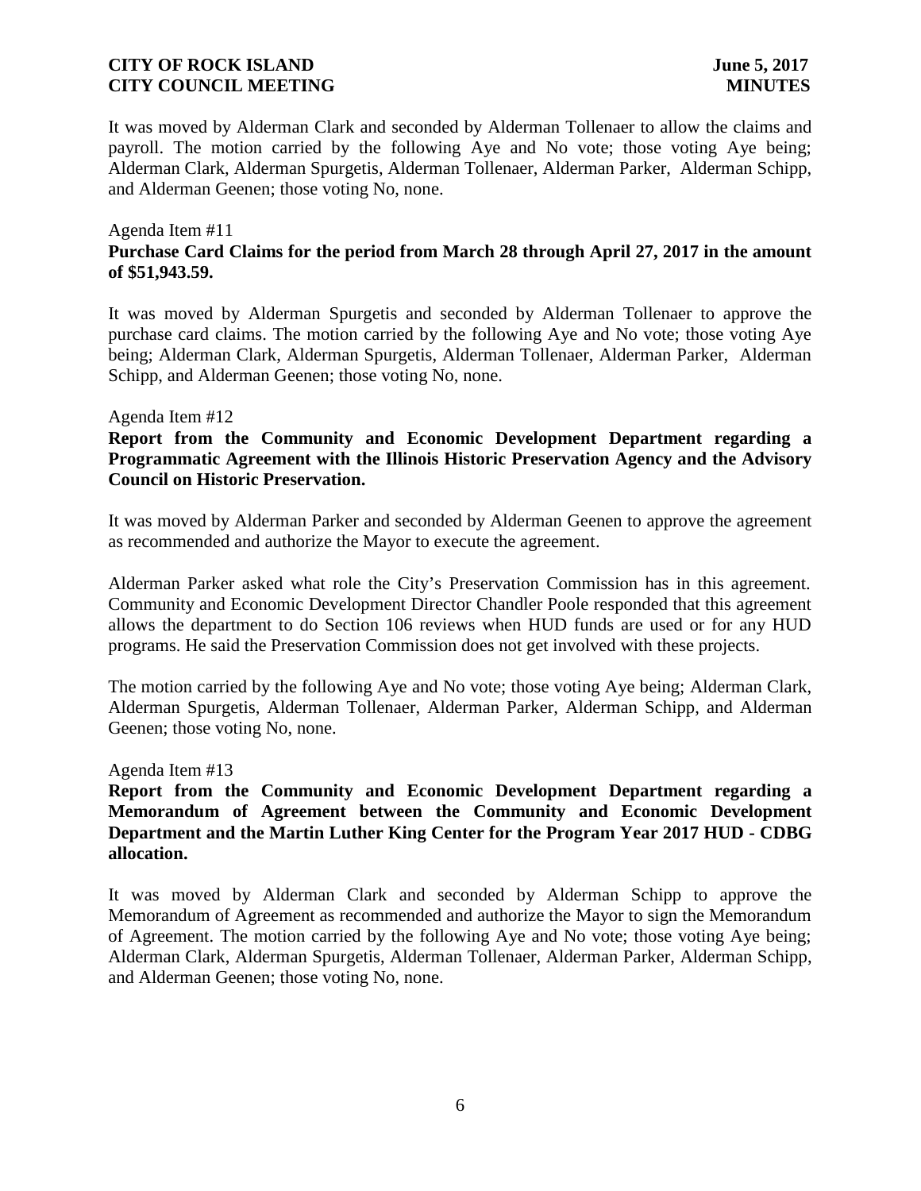It was moved by Alderman Clark and seconded by Alderman Tollenaer to allow the claims and payroll. The motion carried by the following Aye and No vote; those voting Aye being; Alderman Clark, Alderman Spurgetis, Alderman Tollenaer, Alderman Parker, Alderman Schipp, and Alderman Geenen; those voting No, none.

Agenda Item #11

**Purchase Card Claims for the period from March 28 through April 27, 2017 in the amount of $51,943.59.**

It was moved by Alderman Spurgetis and seconded by Alderman Tollenaer to approve the purchase card claims. The motion carried by the following Aye and No vote; those voting Aye being; Alderman Clark, Alderman Spurgetis, Alderman Tollenaer, Alderman Parker, Alderman Schipp, and Alderman Geenen; those voting No, none.

Agenda Item #12

**Report from the Community and Economic Development Department regarding a Programmatic Agreement with the Illinois Historic Preservation Agency and the Advisory Council on Historic Preservation.**

It was moved by Alderman Parker and seconded by Alderman Geenen to approve the agreement as recommended and authorize the Mayor to execute the agreement.

Alderman Parker asked what role the City's Preservation Commission has in this agreement. Community and Economic Development Director Chandler Poole responded that this agreement allows the department to do Section 106 reviews when HUD funds are used or for any HUD programs. He said the Preservation Commission does not get involved with these projects.

The motion carried by the following Aye and No vote; those voting Aye being; Alderman Clark, Alderman Spurgetis, Alderman Tollenaer, Alderman Parker, Alderman Schipp, and Alderman Geenen; those voting No, none.

Agenda Item #13

**Report from the Community and Economic Development Department regarding a Memorandum of Agreement between the Community and Economic Development Department and the Martin Luther King Center for the Program Year 2017 HUD - CDBG allocation.**

It was moved by Alderman Clark and seconded by Alderman Schipp to approve the Memorandum of Agreement as recommended and authorize the Mayor to sign the Memorandum of Agreement. The motion carried by the following Aye and No vote; those voting Aye being; Alderman Clark, Alderman Spurgetis, Alderman Tollenaer, Alderman Parker, Alderman Schipp, and Alderman Geenen; those voting No, none.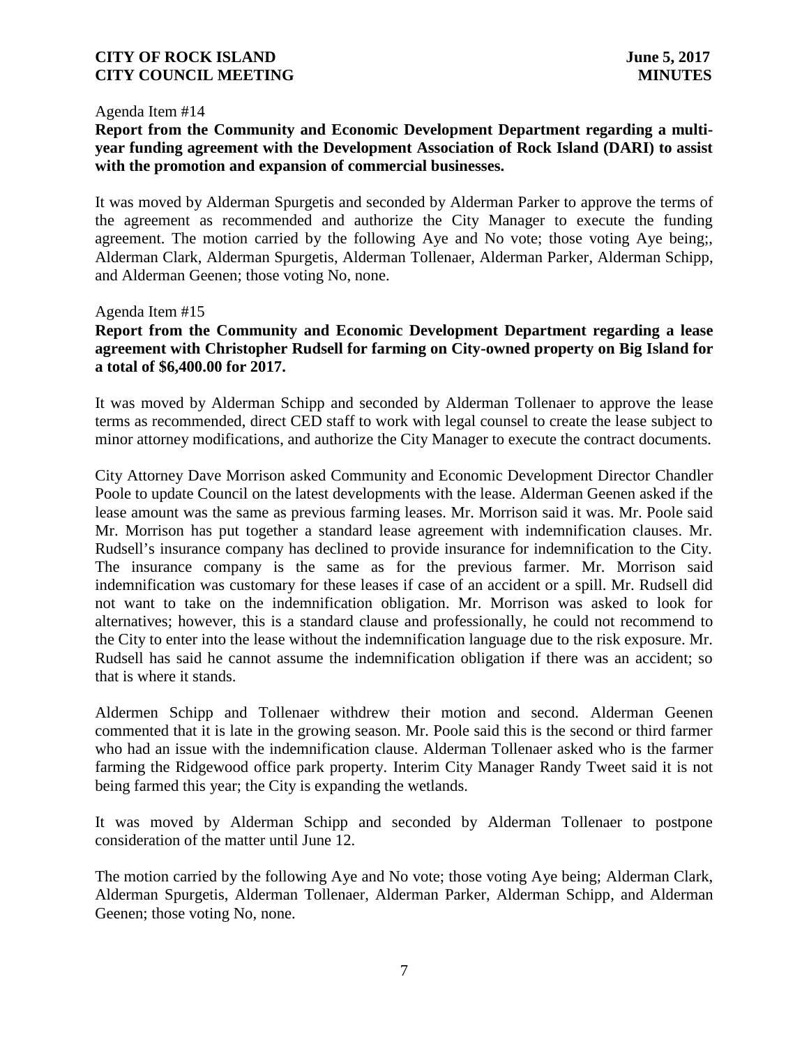Agenda Item #14

**Report from the Community and Economic Development Department regarding a multi-year funding agreement with the Development Association of Rock Island (DARI) to assist with the promotion and expansion of commercial businesses.**

It was moved by Alderman Spurgetis and seconded by Alderman Parker to approve the terms of the agreement as recommended and authorize the City Manager to execute the funding agreement. The motion carried by the following Aye and No vote; those voting Aye being;, Alderman Clark, Alderman Spurgetis, Alderman Tollenaer, Alderman Parker, Alderman Schipp, and Alderman Geenen; those voting No, none.

Agenda Item #15

**Report from the Community and Economic Development Department regarding a lease agreement with Christopher Rudsell for farming on City-owned property on Big Island for a total of $6,400.00 for 2017.**

It was moved by Alderman Schipp and seconded by Alderman Tollenaer to approve the lease terms as recommended, direct CED staff to work with legal counsel to create the lease subject to minor attorney modifications, and authorize the City Manager to execute the contract documents.

City Attorney Dave Morrison asked Community and Economic Development Director Chandler Poole to update Council on the latest developments with the lease. Alderman Geenen asked if the lease amount was the same as previous farming leases. Mr. Morrison said it was. Mr. Poole said Mr. Morrison has put together a standard lease agreement with indemnification clauses. Mr. Rudsell's insurance company has declined to provide insurance for indemnification to the City. The insurance company is the same as for the previous farmer. Mr. Morrison said indemnification was customary for these leases if case of an accident or a spill. Mr. Rudsell did not want to take on the indemnification obligation. Mr. Morrison was asked to look for alternatives; however, this is a standard clause and professionally, he could not recommend to the City to enter into the lease without the indemnification language due to the risk exposure. Mr. Rudsell has said he cannot assume the indemnification obligation if there was an accident; so that is where it stands.

Aldermen Schipp and Tollenaer withdrew their motion and second. Alderman Geenen commented that it is late in the growing season. Mr. Poole said this is the second or third farmer who had an issue with the indemnification clause. Alderman Tollenaer asked who is the farmer farming the Ridgewood office park property. Interim City Manager Randy Tweet said it is not being farmed this year; the City is expanding the wetlands.

It was moved by Alderman Schipp and seconded by Alderman Tollenaer to postpone consideration of the matter until June 12.

The motion carried by the following Aye and No vote; those voting Aye being; Alderman Clark, Alderman Spurgetis, Alderman Tollenaer, Alderman Parker, Alderman Schipp, and Alderman Geenen; those voting No, none.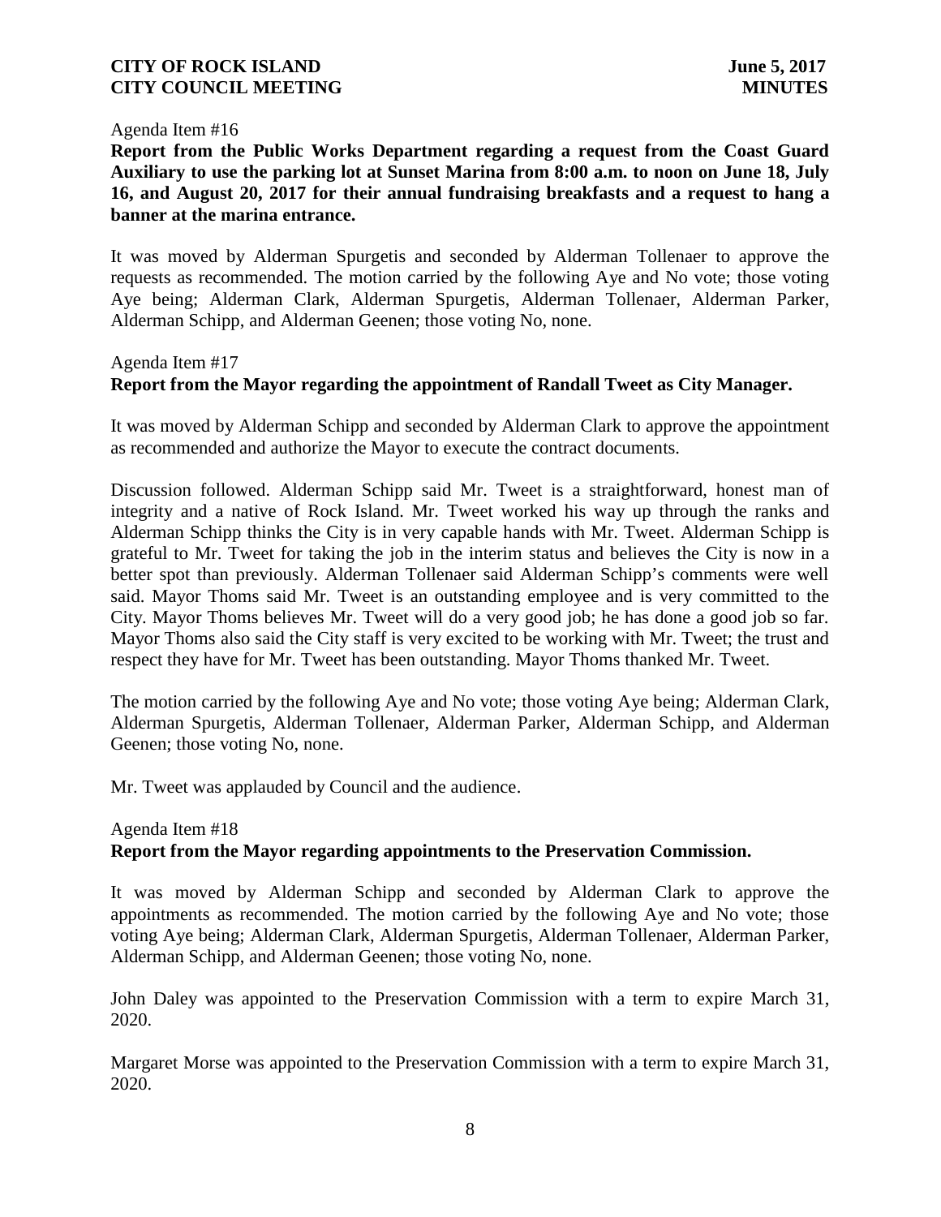Agenda Item #16

**Report from the Public Works Department regarding a request from the Coast Guard Auxiliary to use the parking lot at Sunset Marina from 8:00 a.m. to noon on June 18, July 16, and August 20, 2017 for their annual fundraising breakfasts and a request to hang a banner at the marina entrance.**

It was moved by Alderman Spurgetis and seconded by Alderman Tollenaer to approve the requests as recommended. The motion carried by the following Aye and No vote; those voting Aye being; Alderman Clark, Alderman Spurgetis, Alderman Tollenaer, Alderman Parker, Alderman Schipp, and Alderman Geenen; those voting No, none.

Agenda Item #17

**Report from the Mayor regarding the appointment of Randall Tweet as City Manager.**

It was moved by Alderman Schipp and seconded by Alderman Clark to approve the appointment as recommended and authorize the Mayor to execute the contract documents.

Discussion followed. Alderman Schipp said Mr. Tweet is a straightforward, honest man of integrity and a native of Rock Island. Mr. Tweet worked his way up through the ranks and Alderman Schipp thinks the City is in very capable hands with Mr. Tweet. Alderman Schipp is grateful to Mr. Tweet for taking the job in the interim status and believes the City is now in a better spot than previously. Alderman Tollenaer said Alderman Schipp's comments were well said. Mayor Thoms said Mr. Tweet is an outstanding employee and is very committed to the City. Mayor Thoms believes Mr. Tweet will do a very good job; he has done a good job so far. Mayor Thoms also said the City staff is very excited to be working with Mr. Tweet; the trust and respect they have for Mr. Tweet has been outstanding. Mayor Thoms thanked Mr. Tweet.

The motion carried by the following Aye and No vote; those voting Aye being; Alderman Clark, Alderman Spurgetis, Alderman Tollenaer, Alderman Parker, Alderman Schipp, and Alderman Geenen; those voting No, none.

Mr. Tweet was applauded by Council and the audience.

Agenda Item #18

**Report from the Mayor regarding appointments to the Preservation Commission.**

It was moved by Alderman Schipp and seconded by Alderman Clark to approve the appointments as recommended. The motion carried by the following Aye and No vote; those voting Aye being; Alderman Clark, Alderman Spurgetis, Alderman Tollenaer, Alderman Parker, Alderman Schipp, and Alderman Geenen; those voting No, none.

John Daley was appointed to the Preservation Commission with a term to expire March 31, 2020.

Margaret Morse was appointed to the Preservation Commission with a term to expire March 31, 2020.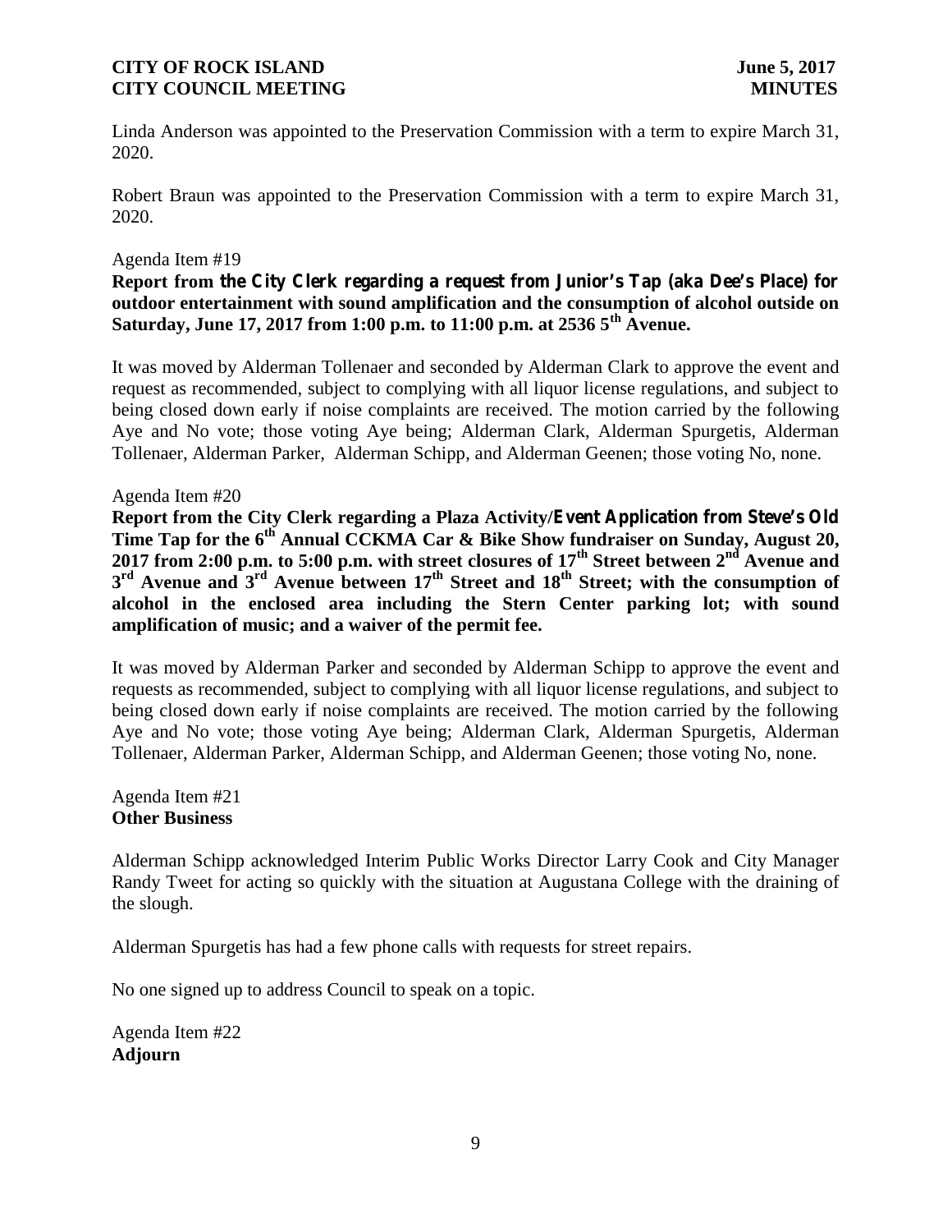Linda Anderson was appointed to the Preservation Commission with a term to expire March 31, 2020.

Robert Braun was appointed to the Preservation Commission with a term to expire March 31, 2020.

Agenda Item #19
**Report from the City Clerk regarding a request from Junior's Tap (aka Dee's Place) for outdoor entertainment with sound amplification and the consumption of alcohol outside on Saturday, June 17, 2017 from 1:00 p.m. to 11:00 p.m. at 2536 5th Avenue.**

It was moved by Alderman Tollenaer and seconded by Alderman Clark to approve the event and request as recommended, subject to complying with all liquor license regulations, and subject to being closed down early if noise complaints are received. The motion carried by the following Aye and No vote; those voting Aye being; Alderman Clark, Alderman Spurgetis, Alderman Tollenaer, Alderman Parker, Alderman Schipp, and Alderman Geenen; those voting No, none.

Agenda Item #20
**Report from the City Clerk regarding a Plaza Activity/Event Application from Steve's Old Time Tap for the 6th Annual CCKMA Car & Bike Show fundraiser on Sunday, August 20, 2017 from 2:00 p.m. to 5:00 p.m. with street closures of 17th Street between 2nd Avenue and 3rd Avenue and 3rd Avenue between 17th Street and 18th Street; with the consumption of alcohol in the enclosed area including the Stern Center parking lot; with sound amplification of music; and a waiver of the permit fee.**

It was moved by Alderman Parker and seconded by Alderman Schipp to approve the event and requests as recommended, subject to complying with all liquor license regulations, and subject to being closed down early if noise complaints are received. The motion carried by the following Aye and No vote; those voting Aye being; Alderman Clark, Alderman Spurgetis, Alderman Tollenaer, Alderman Parker, Alderman Schipp, and Alderman Geenen; those voting No, none.

Agenda Item #21
**Other Business**

Alderman Schipp acknowledged Interim Public Works Director Larry Cook and City Manager Randy Tweet for acting so quickly with the situation at Augustana College with the draining of the slough.

Alderman Spurgetis has had a few phone calls with requests for street repairs.

No one signed up to address Council to speak on a topic.

Agenda Item #22
**Adjourn**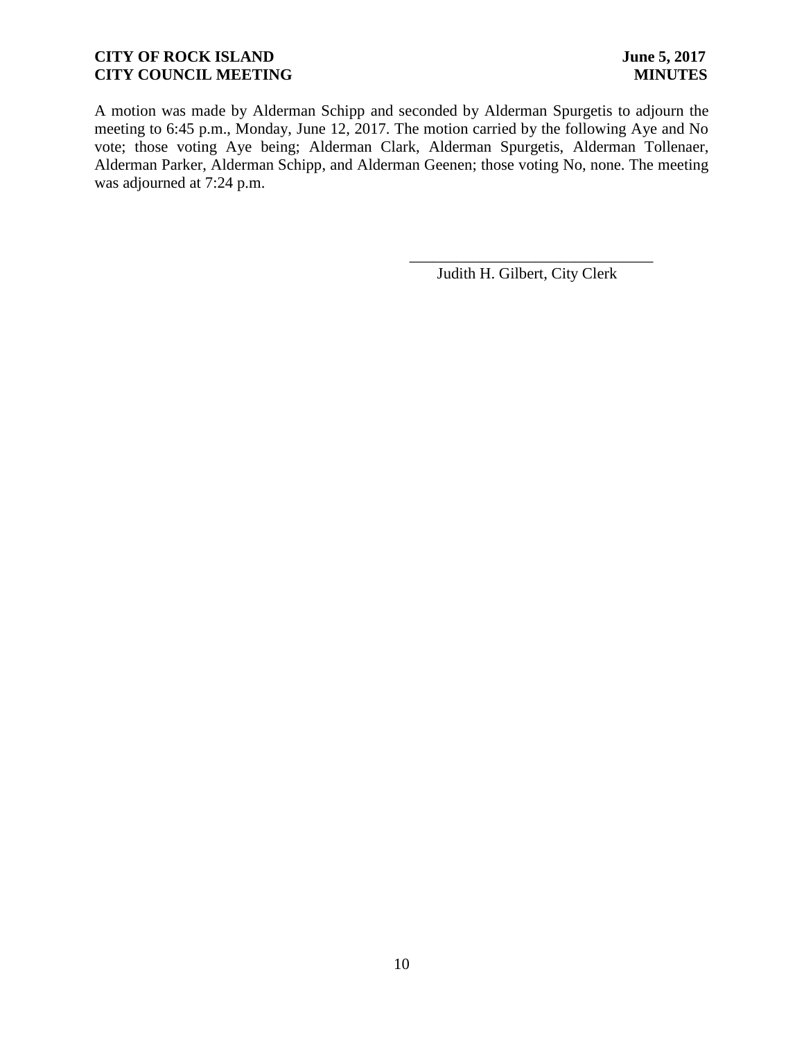A motion was made by Alderman Schipp and seconded by Alderman Spurgetis to adjourn the meeting to 6:45 p.m., Monday, June 12, 2017. The motion carried by the following Aye and No vote; those voting Aye being; Alderman Clark, Alderman Spurgetis, Alderman Tollenaer, Alderman Parker, Alderman Schipp, and Alderman Geenen; those voting No, none. The meeting was adjourned at 7:24 p.m.

\_\_\_\_\_\_\_\_\_\_\_\_\_\_\_\_\_\_\_\_\_\_\_\_\_\_\_\_\_\_\_\_

Judith H. Gilbert, City Clerk